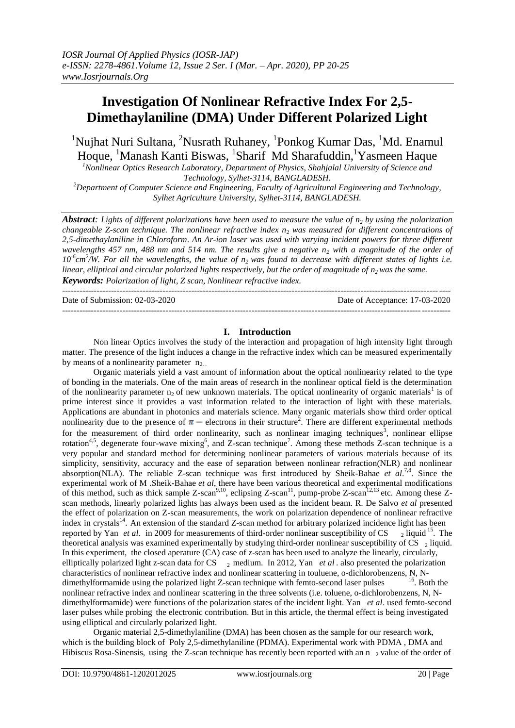# Investigation Of Nonlinear Refractive Index For 2,5-Dimethaylaniline (DMA) Under Different Polarized Light

[1]Nujhat Nuri Sultana, [2]Nusrath Ruhaney, [1]Ponkog Kumar Das, [1]Md. Enamul Hoque, [1]Manash Kanti Biswas, [1]Sharif Md Sharafuddin,[1]Yasmeen Haque

*[1]Nonlinear Optics Research Laboratory, Department of Physics, Shahjalal University of Science and Technology, Sylhet-3114, BANGLADESH.*

*[2]Department of Computer Science and Engineering, Faculty of Agricultural Engineering and Technology, Sylhet Agriculture University, Sylhet-3114, BANGLADESH.*

***Abstract**: Lights of different polarizations have been used to measure the value of $n_2$ by using the polarization changeable Z-scan technique. The nonlinear refractive index $n_2$ was measured for different concentrations of 2,5-dimethaylaniline in Chloroform. An Ar-ion laser was used with varying incident powers for three different wavelengths 457 nm, 488 nm and 514 nm. The results give a negative $n_2$ with a magnitude of the order of $10^{-6}cm^2/W$. For all the wavelengths, the value of $n_2$ was found to decrease with different states of lights i.e. linear, elliptical and circular polarized lights respectively, but the order of magnitude of $n_2$ was the same.*

***Keywords:** Polarization of light, Z scan, Nonlinear refractive index.*

---

Date of Submission: 02-03-2020 Date of Acceptance: 17-03-2020

---

## I. Introduction

Non linear Optics involves the study of the interaction and propagation of high intensity light through matter. The presence of the light induces a change in the refractive index which can be measured experimentally by means of a nonlinearity parameter $n_2$.

Organic materials yield a vast amount of information about the optical nonlinearity related to the type of bonding in the materials. One of the main areas of research in the nonlinear optical field is the determination of the nonlinearity parameter $n_2$ of new unknown materials. The optical nonlinearity of organic materials[1] is of prime interest since it provides a vast information related to the interaction of light with these materials. Applications are abundant in photonics and materials science. Many organic materials show third order optical nonlinearity due to the presence of $\pi -$ electrons in their structure[2]. There are different experimental methods for the measurement of third order nonlinearity, such as nonlinear imaging techniques[3], nonlinear ellipse rotation[4,5], degenerate four-wave mixing[6], and Z-scan technique[7]. Among these methods Z-scan technique is a very popular and standard method for determining nonlinear parameters of various materials because of its simplicity, sensitivity, accuracy and the ease of separation between nonlinear refraction(NLR) and nonlinear absorption(NLA). The reliable Z-scan technique was first introduced by Sheik-Bahae *et al.*[7,8]. Since the experimental work of M .Sheik-Bahae *et al*, there have been various theoretical and experimental modifications of this method, such as thick sample Z-scan[9,10], eclipsing Z-scan[11], pump-probe Z-scan[12,13] etc. Among these Z-scan methods, linearly polarized lights has always been used as the incident beam. R. De Salvo *et al* presented the effect of polarization on Z-scan measurements, the work on polarization dependence of nonlinear refractive index in crystals[14]. An extension of the standard Z-scan method for arbitrary polarized incidence light has been reported by Yan *et al.* in 2009 for measurements of third-order nonlinear susceptibility of $CS_2$ liquid[15]. The theoretical analysis was examined experimentally by studying third-order nonlinear susceptibility of $CS_2$ liquid. In this experiment, the closed aperature (CA) case of z-scan has been used to analyze the linearly, circularly, elliptically polarized light z-scan data for $CS_2$ medium. In 2012, Yan *et al*. also presented the polarization characteristics of nonlinear refractive index and nonlinear scattering in touluene, o-dichlorobenzens, N, N-dimethylformamide using the polarized light Z-scan technique with femto-second laser pulses[16]. Both the nonlinear refractive index and nonlinear scattering in the three solvents (i.e. toluene, o-dichlorobenzens, N, N-dimethylformamide) were functions of the polarization states of the incident light. Yan *et al*. used femto-second laser pulses while probing the electronic contribution. But in this article, the thermal effect is being investigated using elliptical and circularly polarized light.

Organic material 2,5-dimethylaniline (DMA) has been chosen as the sample for our research work, which is the building block of Poly 2,5-dimethylaniline (PDMA). Experimental work with PDMA , DMA and Hibiscus Rosa-Sinensis, using the Z-scan technique has recently been reported with an $n_2$ value of the order of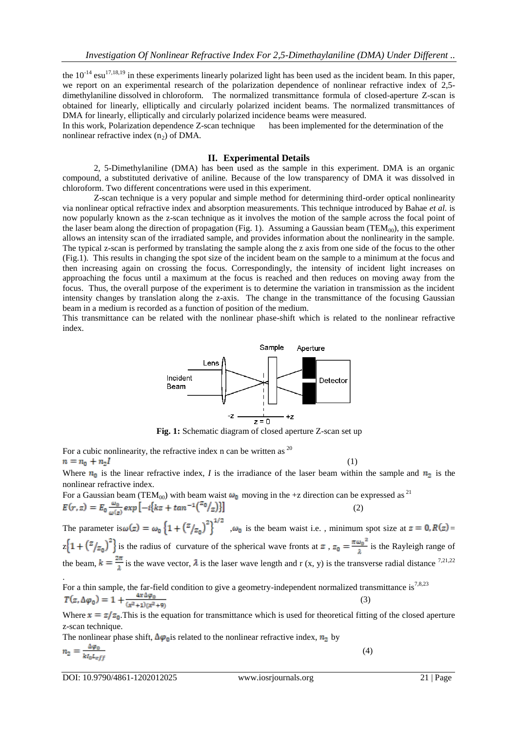the $10^{-14}$ esu[17,18,19] in these experiments linearly polarized light has been used as the incident beam. In this paper, we report on an experimental research of the polarization dependence of nonlinear refractive index of 2,5-dimethylaniline dissolved in chloroform. The normalized transmittance formula of closed-aperture Z-scan is obtained for linearly, elliptically and circularly polarized incident beams. The normalized transmittances of DMA for linearly, elliptically and circularly polarized incidence beams were measured.

In this work, Polarization dependence Z-scan technique has been implemented for the determination of the nonlinear refractive index ($n_2$) of DMA.

## II. Experimental Details

2, 5-Dimethylaniline (DMA) has been used as the sample in this experiment. DMA is an organic compound, a substituted derivative of aniline. Because of the low transparency of DMA it was dissolved in chloroform. Two different concentrations were used in this experiment.

Z-scan technique is a very popular and simple method for determining third-order optical nonlinearity via nonlinear optical refractive index and absorption measurements. This technique introduced by Bahae *et al.* is now popularly known as the z-scan technique as it involves the motion of the sample across the focal point of the laser beam along the direction of propagation (Fig. 1). Assuming a Gaussian beam ($TEM_{00}$), this experiment allows an intensity scan of the irradiated sample, and provides information about the nonlinearity in the sample. The typical z-scan is performed by translating the sample along the z axis from one side of the focus to the other (Fig.1). This results in changing the spot size of the incident beam on the sample to a minimum at the focus and then increasing again on crossing the focus. Correspondingly, the intensity of incident light increases on approaching the focus until a maximum at the focus is reached and then reduces on moving away from the focus. Thus, the overall purpose of the experiment is to determine the variation in transmission as the incident intensity changes by translation along the z-axis. The change in the transmittance of the focusing Gaussian beam in a medium is recorded as a function of position of the medium.

This transmittance can be related with the nonlinear phase-shift which is related to the nonlinear refractive index.

**Fig. 1:** Schematic diagram of closed aperture Z-scan set up

For a cubic nonlinearity, the refractive index n can be written as [20]

$$n = n_0 + n_2 I \tag{1}$$

Where $n_0$ is the linear refractive index, *I* is the irradiance of the laser beam within the sample and $n_2$ is the nonlinear refractive index.

For a Gaussian beam ($TEM_{00}$) with beam waist $\omega_0$ moving in the +z direction can be expressed as [21]

$$E(r,z) = E_0 \frac{\omega_0}{\omega(z)} exp\left[-i\{kz + tan^{-1}(^{z_0}/_{z})\}\right] \tag{2}$$

The parameter is $\omega(z) = \omega_0 \left\{1 + \left(^{z}/_{z_0}\right)^2\right\}^{1/2}$ , $\omega_0$ is the beam waist i.e. , minimum spot size at $z = 0, R(z) = z\left\{1 + \left(^{z}/_{z_0}\right)^2\right\}$ is the radius of curvature of the spherical wave fronts at $z$ , $z_0 = \frac{\pi \omega_0^2}{\lambda}$ is the Rayleigh range of the beam, $k = \frac{2\pi}{\lambda}$ is the wave vector, $\lambda$ is the laser wave length and r (x, y) is the transverse radial distance [7,21,22].

For a thin sample, the far-field condition to give a geometry-independent normalized transmittance is[7,8,23]

$$T(z, \Delta\varphi_0) = 1 + \frac{4x\Delta\varphi_0}{(x^2+1)(x^2+9)} \tag{3}$$

Where $x = z/z_0$. This is the equation for transmittance which is used for theoretical fitting of the closed aperture z-scan technique.

The nonlinear phase shift, $\Delta\varphi_0$ is related to the nonlinear refractive index, $n_2$ by

$$n_2 = \frac{\Delta\varphi_0}{k I_0 L_{eff}} \tag{4}$$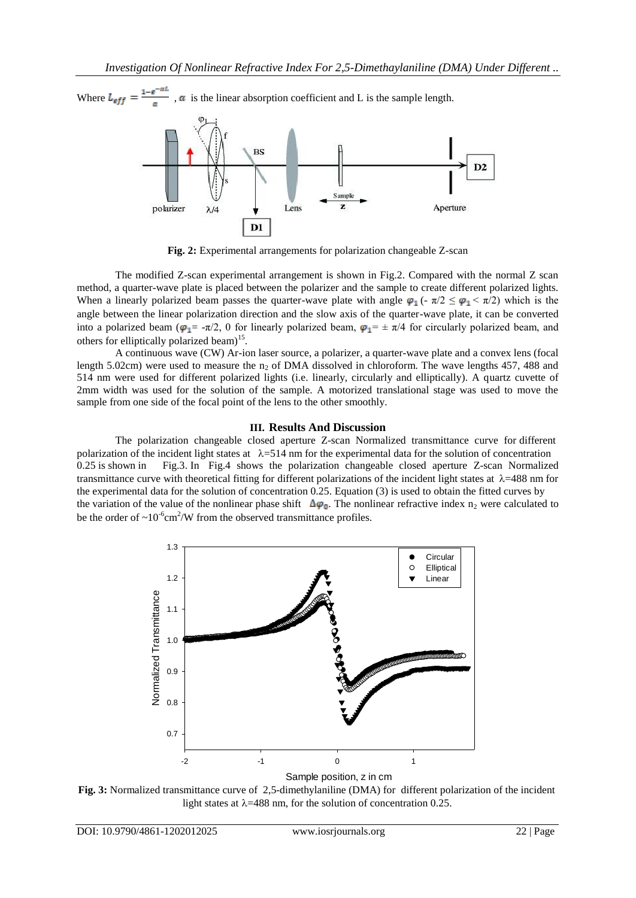Where $L_{eff} = \frac{1-e^{-\alpha L}}{\alpha}$ , $\alpha$ is the linear absorption coefficient and L is the sample length.

**Fig. 2:** Experimental arrangements for polarization changeable Z-scan

The modified Z-scan experimental arrangement is shown in Fig.2. Compared with the normal Z scan method, a quarter-wave plate is placed between the polarizer and the sample to create different polarized lights. When a linearly polarized beam passes the quarter-wave plate with angle $\varphi_1$ ($-\pi/2 \leq \varphi_1 < \pi/2$) which is the angle between the linear polarization direction and the slow axis of the quarter-wave plate, it can be converted into a polarized beam ($\varphi_1 = -\pi/2$, 0 for linearly polarized beam, $\varphi_1 = \pm\pi/4$ for circularly polarized beam, and others for elliptically polarized beam)[15].

A continuous wave (CW) Ar-ion laser source, a polarizer, a quarter-wave plate and a convex lens (focal length 5.02cm) were used to measure the $n_2$ of DMA dissolved in chloroform. The wave lengths 457, 488 and 514 nm were used for different polarized lights (i.e. linearly, circularly and elliptically). A quartz cuvette of 2mm width was used for the solution of the sample. A motorized translational stage was used to move the sample from one side of the focal point of the lens to the other smoothly.

## III. Results And Discussion

The polarization changeable closed aperture Z-scan Normalized transmittance curve for different polarization of the incident light states at $\lambda$=514 nm for the experimental data for the solution of concentration 0.25 is shown in Fig.3. In Fig.4 shows the polarization changeable closed aperture Z-scan Normalized transmittance curve with theoretical fitting for different polarizations of the incident light states at $\lambda$=488 nm for the experimental data for the solution of concentration 0.25. Equation (3) is used to obtain the fitted curves by the variation of the value of the nonlinear phase shift $\Delta\varphi_0$. The nonlinear refractive index $n_2$ were calculated to be the order of ~$10^{-6}$cm$^2$/W from the observed transmittance profiles.

**Fig. 3:** Normalized transmittance curve of 2,5-dimethylaniline (DMA) for different polarization of the incident light states at $\lambda$=488 nm, for the solution of concentration 0.25.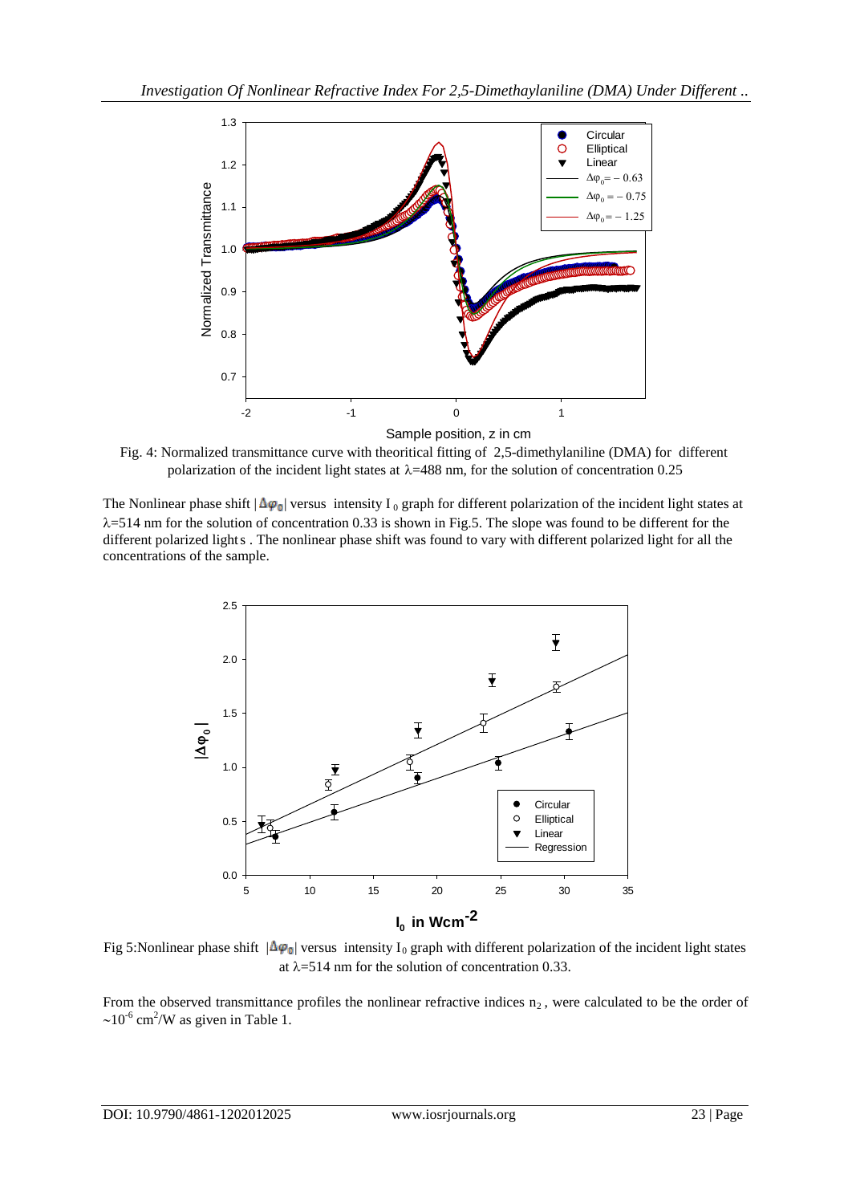Fig. 4: Normalized transmittance curve with theoritical fitting of 2,5-dimethylaniline (DMA) for different polarization of the incident light states at $\lambda$=488 nm, for the solution of concentration 0.25

The Nonlinear phase shift $|\Delta\varphi_0|$ versus intensity $I_0$ graph for different polarization of the incident light states at $\lambda$=514 nm for the solution of concentration 0.33 is shown in Fig.5. The slope was found to be different for the different polarized lights . The nonlinear phase shift was found to vary with different polarized light for all the concentrations of the sample.

Fig 5:Nonlinear phase shift $|\Delta\varphi_0|$ versus intensity $I_0$ graph with different polarization of the incident light states at $\lambda$=514 nm for the solution of concentration 0.33.

From the observed transmittance profiles the nonlinear refractive indices $n_2$ , were calculated to be the order of $\sim 10^{-6}$ $cm^2/W$ as given in Table 1.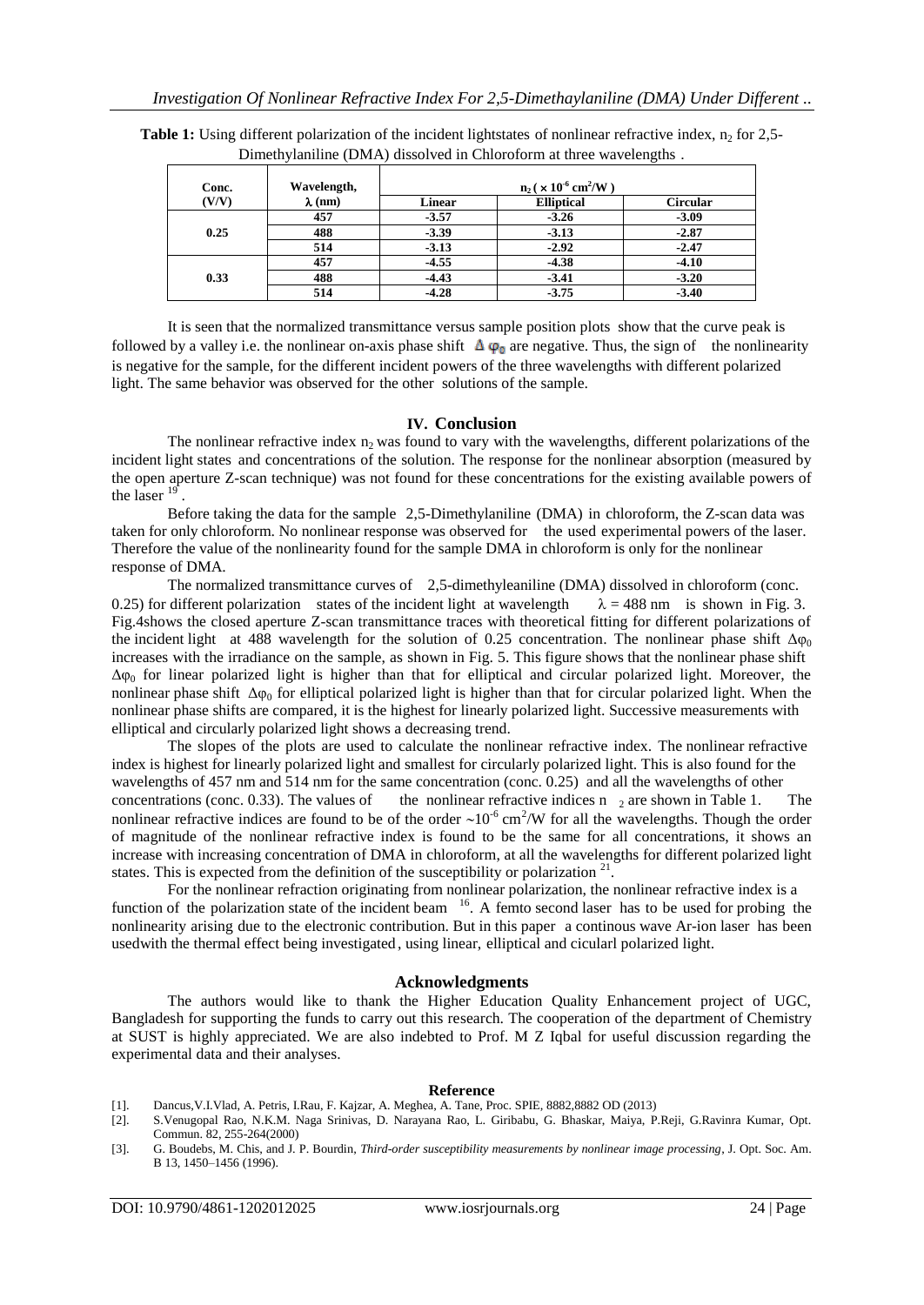**Table 1:** Using different polarization of the incident lightstates of nonlinear refractive index, $n_2$ for 2,5-Dimethylaniline (DMA) dissolved in Chloroform at three wavelengths .

| Conc. (V/V) | Wavelength, $\lambda$ (nm) | $n_2$ ( $\times 10^{-6}$ $cm^2/W$ ) | | |
|---|---|---|---|---|
| | | Linear | Elliptical | Circular |
| 0.25 | 457 | -3.57 | -3.26 | -3.09 |
| | 488 | -3.39 | -3.13 | -2.87 |
| | 514 | -3.13 | -2.92 | -2.47 |
| 0.33 | 457 | -4.55 | -4.38 | -4.10 |
| | 488 | -4.43 | -3.41 | -3.20 |
| | 514 | -4.28 | -3.75 | -3.40 |

It is seen that the normalized transmittance versus sample position plots show that the curve peak is followed by a valley i.e. the nonlinear on-axis phase shift $\Delta\varphi_0$ are negative. Thus, the sign of the nonlinearity is negative for the sample, for the different incident powers of the three wavelengths with different polarized light. The same behavior was observed for the other solutions of the sample.

## IV. Conclusion

The nonlinear refractive index $n_2$ was found to vary with the wavelengths, different polarizations of the incident light states and concentrations of the solution. The response for the nonlinear absorption (measured by the open aperture Z-scan technique) was not found for these concentrations for the existing available powers of the laser [19].

Before taking the data for the sample 2,5-Dimethylaniline (DMA) in chloroform, the Z-scan data was taken for only chloroform. No nonlinear response was observed for the used experimental powers of the laser. Therefore the value of the nonlinearity found for the sample DMA in chloroform is only for the nonlinear response of DMA.

The normalized transmittance curves of 2,5-dimethyleaniline (DMA) dissolved in chloroform (conc. 0.25) for different polarization states of the incident light at wavelength $\lambda = 488$ nm is shown in Fig. 3. Fig.4shows the closed aperture Z-scan transmittance traces with theoretical fitting for different polarizations of the incident light at 488 wavelength for the solution of 0.25 concentration. The nonlinear phase shift $\Delta\varphi_0$ increases with the irradiance on the sample, as shown in Fig. 5. This figure shows that the nonlinear phase shift $\Delta\varphi_0$ for linear polarized light is higher than that for elliptical and circular polarized light. Moreover, the nonlinear phase shift $\Delta\varphi_0$ for elliptical polarized light is higher than that for circular polarized light. When the nonlinear phase shifts are compared, it is the highest for linearly polarized light. Successive measurements with elliptical and circularly polarized light shows a decreasing trend.

The slopes of the plots are used to calculate the nonlinear refractive index. The nonlinear refractive index is highest for linearly polarized light and smallest for circularly polarized light. This is also found for the wavelengths of 457 nm and 514 nm for the same concentration (conc. 0.25) and all the wavelengths of other concentrations (conc. 0.33). The values of the nonlinear refractive indices $n_2$ are shown in Table 1. The nonlinear refractive indices are found to be of the order $\sim 10^{-6}$ $cm^2/W$ for all the wavelengths. Though the order of magnitude of the nonlinear refractive index is found to be the same for all concentrations, it shows an increase with increasing concentration of DMA in chloroform, at all the wavelengths for different polarized light states. This is expected from the definition of the susceptibility or polarization [21].

For the nonlinear refraction originating from nonlinear polarization, the nonlinear refractive index is a function of the polarization state of the incident beam [16]. A femto second laser has to be used for probing the nonlinearity arising due to the electronic contribution. But in this paper a continous wave Ar-ion laser has been usedwith the thermal effect being investigated, using linear, elliptical and cicularl polarized light.

## Acknowledgments

The authors would like to thank the Higher Education Quality Enhancement project of UGC, Bangladesh for supporting the funds to carry out this research. The cooperation of the department of Chemistry at SUST is highly appreciated. We are also indebted to Prof. M Z Iqbal for useful discussion regarding the experimental data and their analyses.

## Reference

[1]. Dancus,V.I.Vlad, A. Petris, I.Rau, F. Kajzar, A. Meghea, A. Tane, Proc. SPIE, 8882,8882 OD (2013)

[2]. S.Venugopal Rao, N.K.M. Naga Srinivas, D. Narayana Rao, L. Giribabu, G. Bhaskar, Maiya, P.Reji, G.Ravinra Kumar, Opt. Commun. 82, 255-264(2000)

[3]. G. Boudebs, M. Chis, and J. P. Bourdin, *Third-order susceptibility measurements by nonlinear image processing*, J. Opt. Soc. Am. B 13, 1450–1456 (1996).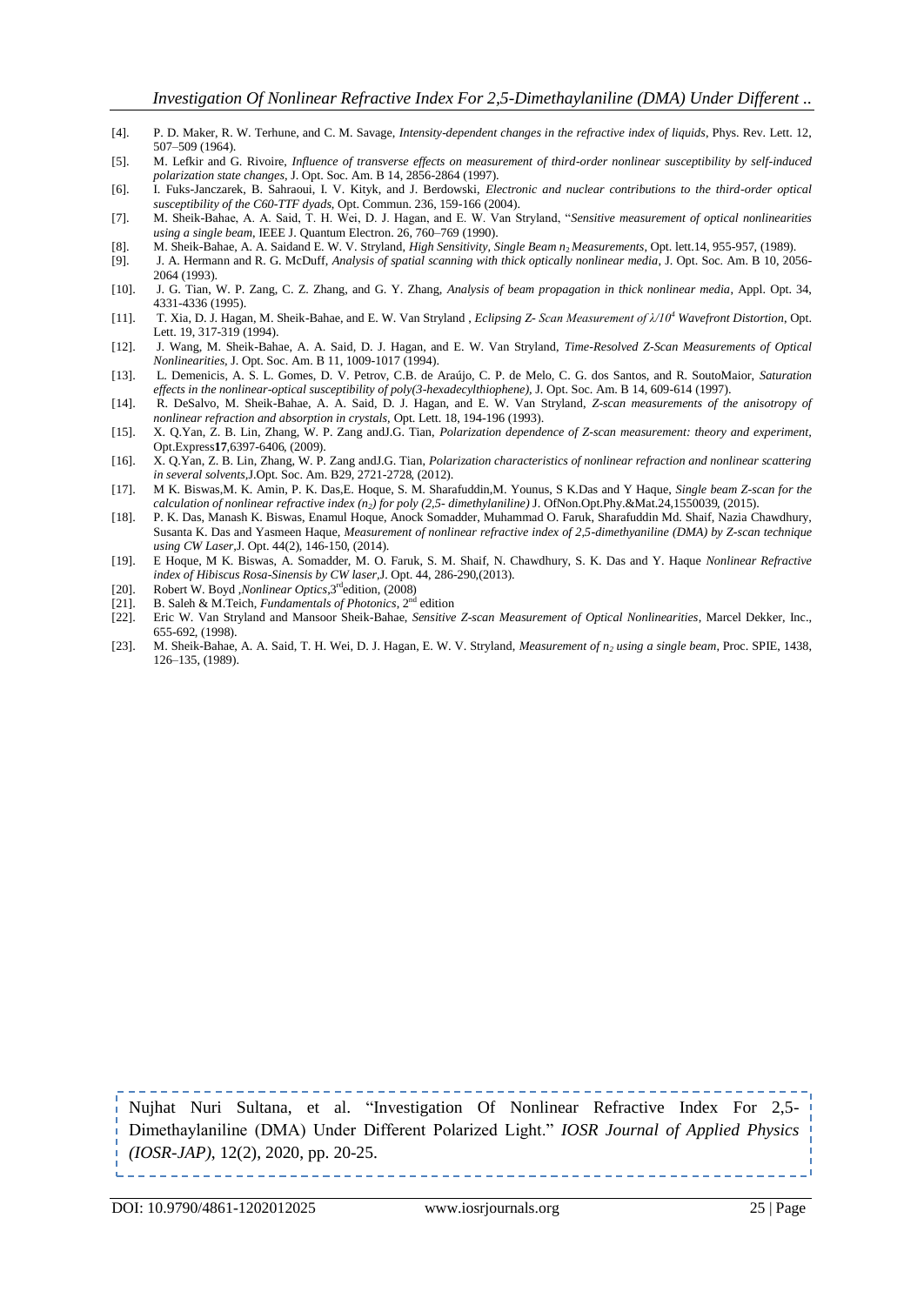[4]. P. D. Maker, R. W. Terhune, and C. M. Savage, *Intensity-dependent changes in the refractive index of liquids*, Phys. Rev. Lett. 12, 507–509 (1964).

[5]. M. Lefkir and G. Rivoire, *Influence of transverse effects on measurement of third-order nonlinear susceptibility by self-induced polarization state changes*, J. Opt. Soc. Am. B 14, 2856-2864 (1997).

[6]. I. Fuks-Janczarek, B. Sahraoui, I. V. Kityk, and J. Berdowski, *Electronic and nuclear contributions to the third-order optical susceptibility of the C60-TTF dyads*, Opt. Commun. 236, 159-166 (2004).

[7]. M. Sheik-Bahae, A. A. Said, T. H. Wei, D. J. Hagan, and E. W. Van Stryland, "*Sensitive measurement of optical nonlinearities using a single beam*, IEEE J. Quantum Electron. 26, 760–769 (1990).

[8]. M. Sheik-Bahae, A. A. Saidand E. W. V. Stryland, *High Sensitivity, Single Beam $n_2$ Measurements*, Opt. lett.14, 955-957, (1989).

[9]. J. A. Hermann and R. G. McDuff, *Analysis of spatial scanning with thick optically nonlinear media*, J. Opt. Soc. Am. B 10, 2056-2064 (1993).

[10]. J. G. Tian, W. P. Zang, C. Z. Zhang, and G. Y. Zhang, *Analysis of beam propagation in thick nonlinear media*, Appl. Opt. 34, 4331-4336 (1995).

[11]. T. Xia, D. J. Hagan, M. Sheik-Bahae, and E. W. Van Stryland , *Eclipsing Z- Scan Measurement of $\lambda/10^4$ Wavefront Distortion*, Opt. Lett. 19, 317-319 (1994).

[12]. J. Wang, M. Sheik-Bahae, A. A. Said, D. J. Hagan, and E. W. Van Stryland, *Time-Resolved Z-Scan Measurements of Optical Nonlinearities*, J. Opt. Soc. Am. B 11, 1009-1017 (1994).

[13]. L. Demenicis, A. S. L. Gomes, D. V. Petrov, C.B. de Araújo, C. P. de Melo, C. G. dos Santos, and R. SoutoMaior, *Saturation effects in the nonlinear-optical susceptibility of poly(3-hexadecylthiophene)*, J. Opt. Soc. Am. B 14, 609-614 (1997).

[14]. R. DeSalvo, M. Sheik-Bahae, A. A. Said, D. J. Hagan, and E. W. Van Stryland, *Z-scan measurements of the anisotropy of nonlinear refraction and absorption in crystals*, Opt. Lett. 18, 194-196 (1993).

[15]. X. Q.Yan, Z. B. Lin, Zhang, W. P. Zang andJ.G. Tian, *Polarization dependence of Z-scan measurement: theory and experiment*, Opt.Express**17**,6397-6406, (2009).

[16]. X. Q.Yan, Z. B. Lin, Zhang, W. P. Zang andJ.G. Tian, *Polarization characteristics of nonlinear refraction and nonlinear scattering in several solvents*,J.Opt. Soc. Am. B29, 2721-2728, (2012).

[17]. M K. Biswas,M. K. Amin, P. K. Das,E. Hoque, S. M. Sharafuddin,M. Younus, S K.Das and Y Haque, *Single beam Z-scan for the calculation of nonlinear refractive index ($n_2$) for poly (2,5- dimethylaniline)* J. OfNon.Opt.Phy.&Mat.24,1550039, (2015).

[18]. P. K. Das, Manash K. Biswas, Enamul Hoque, Anock Somadder, Muhammad O. Faruk, Sharafuddin Md. Shaif, Nazia Chawdhury, Susanta K. Das and Yasmeen Haque, *Measurement of nonlinear refractive index of 2,5-dimethyaniline (DMA) by Z-scan technique using CW Laser*,J. Opt. 44(2), 146-150, (2014).

[19]. E Hoque, M K. Biswas, A. Somadder, M. O. Faruk, S. M. Shaif, N. Chawdhury, S. K. Das and Y. Haque *Nonlinear Refractive index of Hibiscus Rosa-Sinensis by CW laser*,J. Opt. 44, 286-290,(2013).

[20]. Robert W. Boyd ,*Nonlinear Optics*,3rdedition, (2008)

[21]. B. Saleh & M.Teich, *Fundamentals of Photonics*, 2nd edition

[22]. Eric W. Van Stryland and Mansoor Sheik-Bahae, *Sensitive Z-scan Measurement of Optical Nonlinearities*, Marcel Dekker, Inc., 655-692, (1998).

[23]. M. Sheik-Bahae, A. A. Said, T. H. Wei, D. J. Hagan, E. W. V. Stryland, *Measurement of $n_2$ using a single beam*, Proc. SPIE, 1438, 126–135, (1989).

Nujhat Nuri Sultana, et al. "Investigation Of Nonlinear Refractive Index For 2,5-Dimethaylaniline (DMA) Under Different Polarized Light." *IOSR Journal of Applied Physics (IOSR-JAP)*, 12(2), 2020, pp. 20-25.